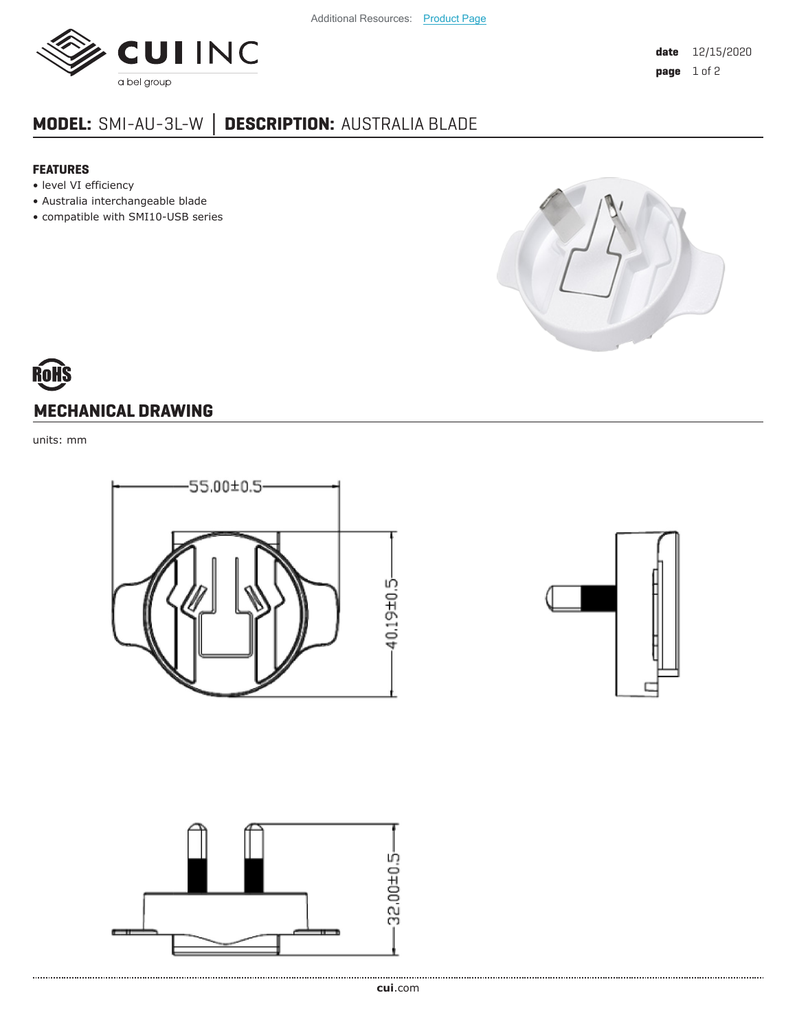Additional Resources: Product Page

date 12/15/2020

## MODEL: SMI-AU-3L-W | DESCRIPTION: AUSTRALIA BLADE

### FEATURES

- level VI efficiency
- Australia interchangeable blade
- compatible with SMI10-USB series

## MECHANICAL DRAWING

units: mm

55.00±0.5

40.19±0.5

32.00±0.5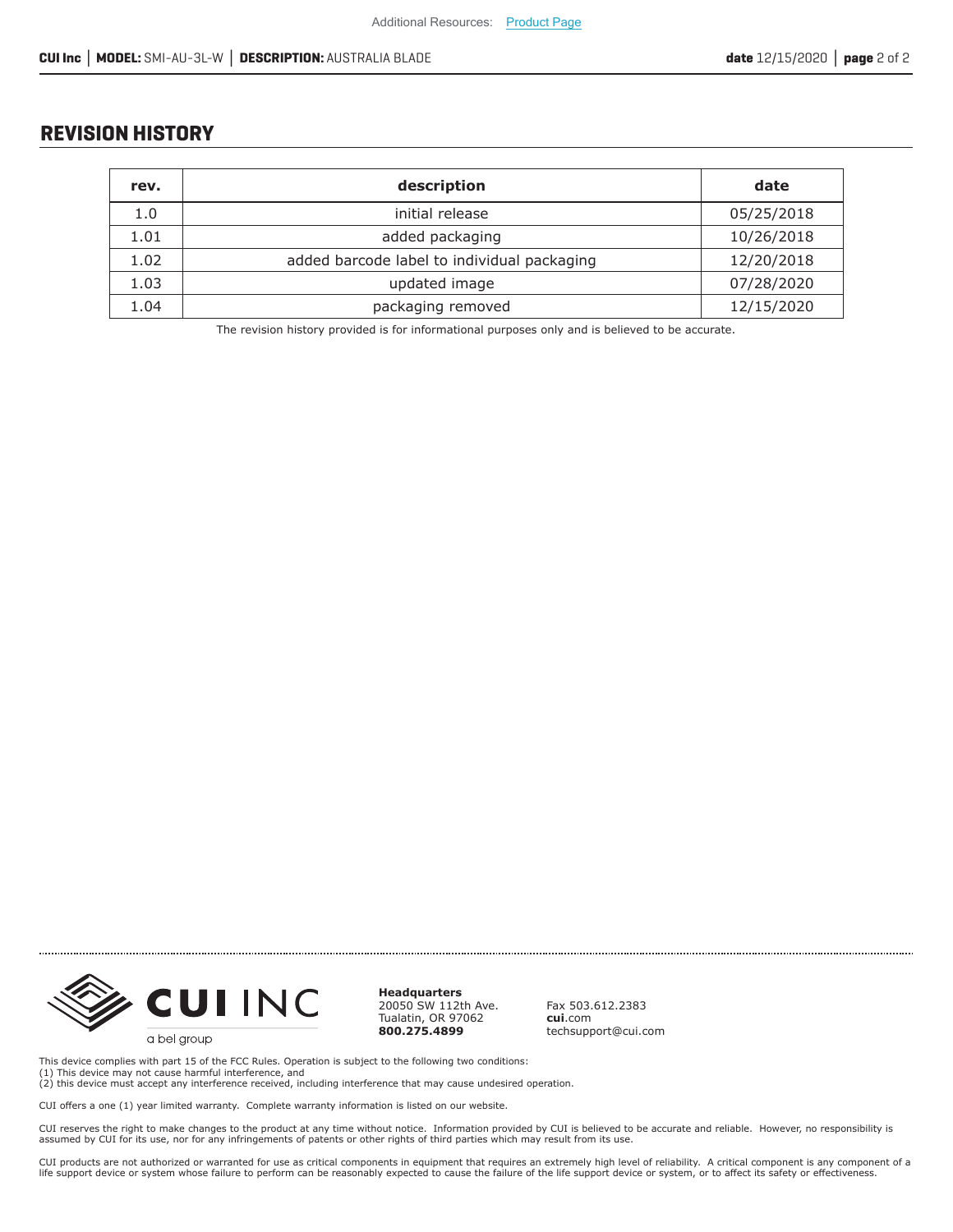## REVISION HISTORY

| rev. | description | date |
| --- | --- | --- |
| 1.0 | initial release | 05/25/2018 |
| 1.01 | added packaging | 10/26/2018 |
| 1.02 | added barcode label to individual packaging | 12/20/2018 |
| 1.03 | updated image | 07/28/2020 |
| 1.04 | packaging removed | 12/15/2020 |

The revision history provided is for informational purposes only and is believed to be accurate.

CUI INC
a bel group

**Headquarters**
20050 SW 112th Ave.
Tualatin, OR 97062
**800.275.4899**

Fax 503.612.2383
**cui**.com
techsupport@cui.com

This device complies with part 15 of the FCC Rules. Operation is subject to the following two conditions:
(1) This device may not cause harmful interference, and
(2) this device must accept any interference received, including interference that may cause undesired operation.

CUI offers a one (1) year limited warranty. Complete warranty information is listed on our website.

CUI reserves the right to make changes to the product at any time without notice. Information provided by CUI is believed to be accurate and reliable. However, no responsibility is assumed by CUI for its use, nor for any infringements of patents or other rights of third parties which may result from its use.

CUI products are not authorized or warranted for use as critical components in equipment that requires an extremely high level of reliability. A critical component is any component of a life support device or system whose failure to perform can be reasonably expected to cause the failure of the life support device or system, or to affect its safety or effectiveness.